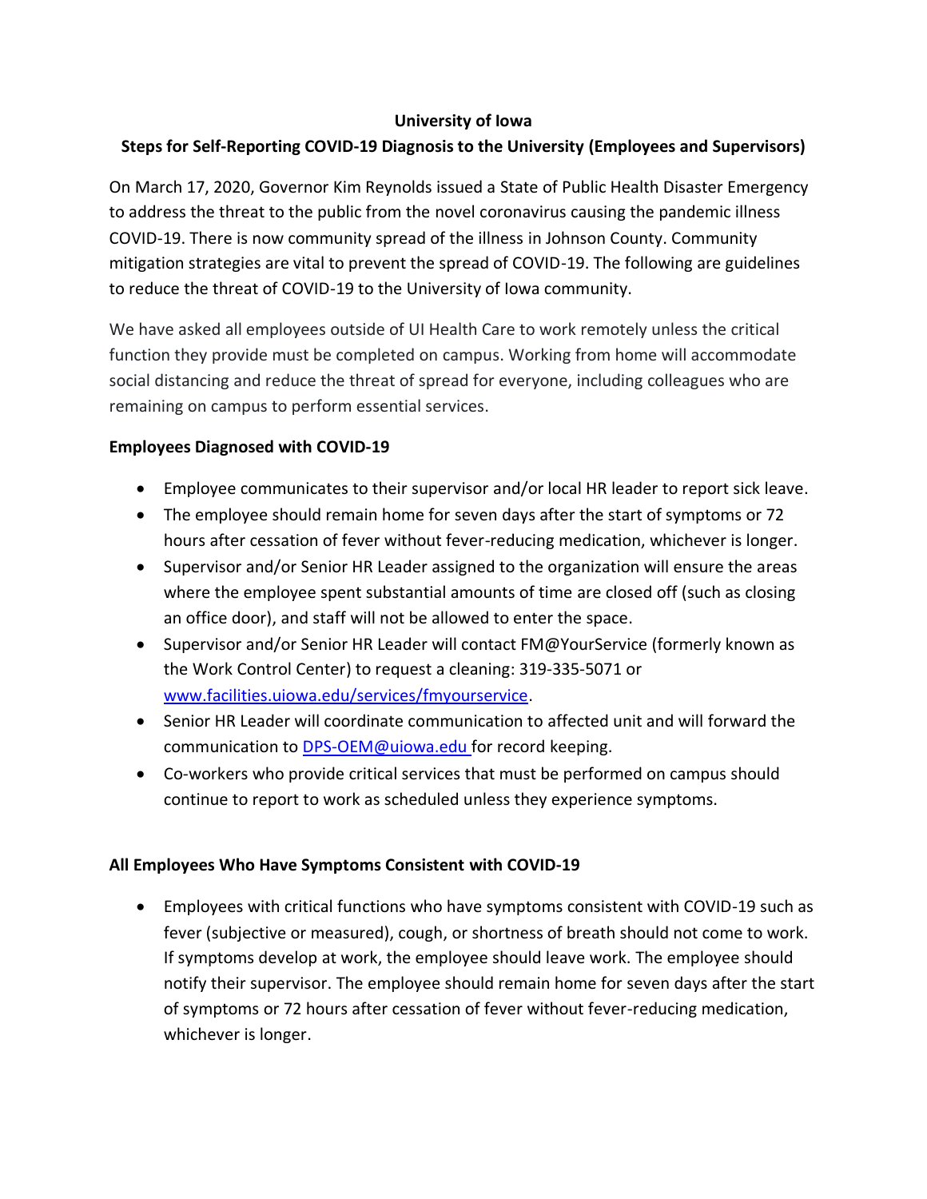# University of Iowa

## Steps for Self-Reporting COVID-19 Diagnosis to the University (Employees and Supervisors)

On March 17, 2020, Governor Kim Reynolds issued a State of Public Health Disaster Emergency to address the threat to the public from the novel coronavirus causing the pandemic illness COVID-19. There is now community spread of the illness in Johnson County. Community mitigation strategies are vital to prevent the spread of COVID-19. The following are guidelines to reduce the threat of COVID-19 to the University of Iowa community.

We have asked all employees outside of UI Health Care to work remotely unless the critical function they provide must be completed on campus. Working from home will accommodate social distancing and reduce the threat of spread for everyone, including colleagues who are remaining on campus to perform essential services.

### Employees Diagnosed with COVID-19

- Employee communicates to their supervisor and/or local HR leader to report sick leave.
- The employee should remain home for seven days after the start of symptoms or 72 hours after cessation of fever without fever-reducing medication, whichever is longer.
- Supervisor and/or Senior HR Leader assigned to the organization will ensure the areas where the employee spent substantial amounts of time are closed off (such as closing an office door), and staff will not be allowed to enter the space.
- Supervisor and/or Senior HR Leader will contact FM@YourService (formerly known as the Work Control Center) to request a cleaning: 319-335-5071 or www.facilities.uiowa.edu/services/fmyourservice.
- Senior HR Leader will coordinate communication to affected unit and will forward the communication to DPS-OEM@uiowa.edu for record keeping.
- Co-workers who provide critical services that must be performed on campus should continue to report to work as scheduled unless they experience symptoms.

### All Employees Who Have Symptoms Consistent with COVID-19

- Employees with critical functions who have symptoms consistent with COVID-19 such as fever (subjective or measured), cough, or shortness of breath should not come to work. If symptoms develop at work, the employee should leave work. The employee should notify their supervisor. The employee should remain home for seven days after the start of symptoms or 72 hours after cessation of fever without fever-reducing medication, whichever is longer.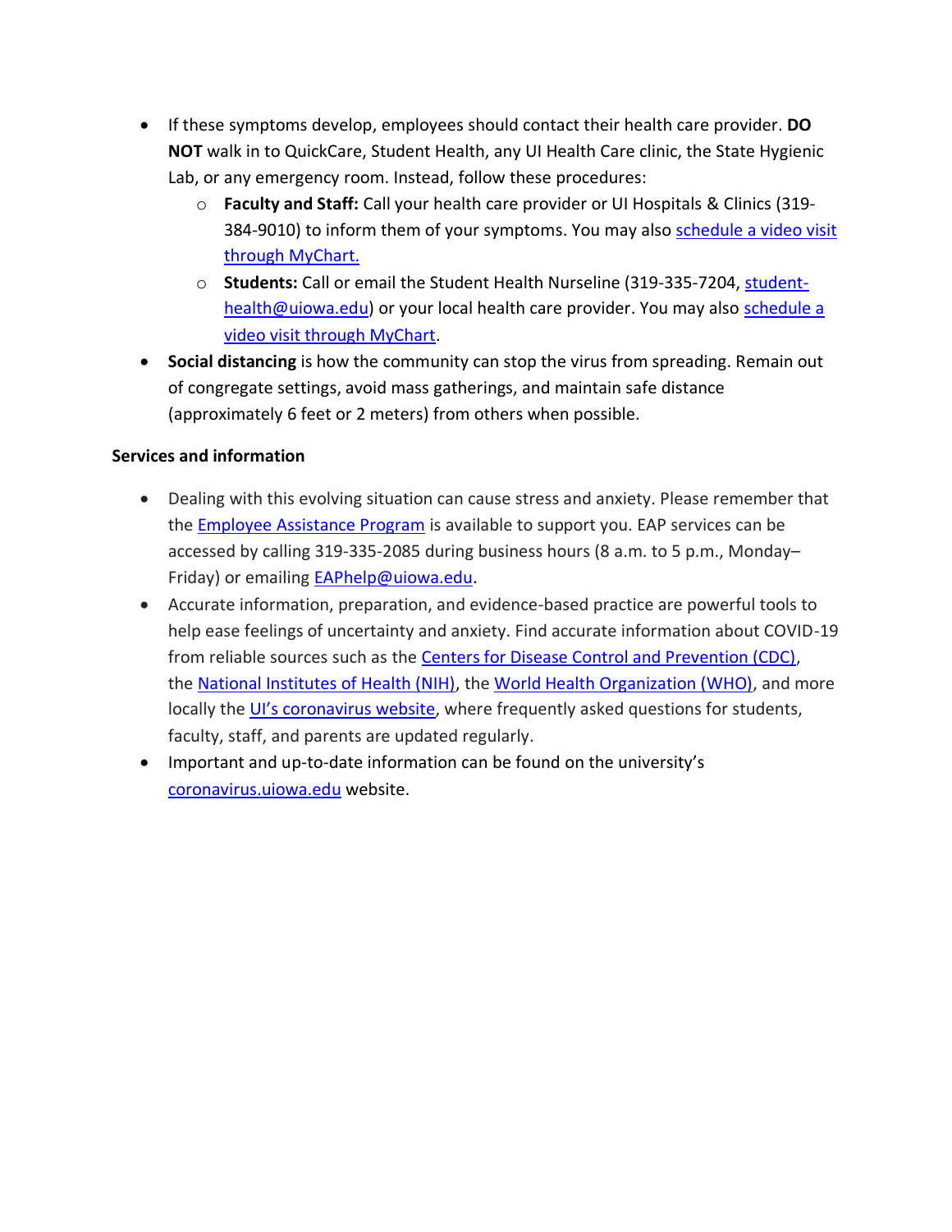- If these symptoms develop, employees should contact their health care provider. **DO NOT** walk in to QuickCare, Student Health, any UI Health Care clinic, the State Hygienic Lab, or any emergency room. Instead, follow these procedures:
  - **Faculty and Staff:** Call your health care provider or UI Hospitals & Clinics (319-384-9010) to inform them of your symptoms. You may also schedule a video visit through MyChart.
  - **Students:** Call or email the Student Health Nurseline (319-335-7204, student-health@uiowa.edu) or your local health care provider. You may also schedule a video visit through MyChart.
- **Social distancing** is how the community can stop the virus from spreading. Remain out of congregate settings, avoid mass gatherings, and maintain safe distance (approximately 6 feet or 2 meters) from others when possible.

**Services and information**

- Dealing with this evolving situation can cause stress and anxiety. Please remember that the Employee Assistance Program is available to support you. EAP services can be accessed by calling 319-335-2085 during business hours (8 a.m. to 5 p.m., Monday–Friday) or emailing EAPhelp@uiowa.edu.
- Accurate information, preparation, and evidence-based practice are powerful tools to help ease feelings of uncertainty and anxiety. Find accurate information about COVID-19 from reliable sources such as the Centers for Disease Control and Prevention (CDC), the National Institutes of Health (NIH), the World Health Organization (WHO), and more locally the UI's coronavirus website, where frequently asked questions for students, faculty, staff, and parents are updated regularly.
- Important and up-to-date information can be found on the university's coronavirus.uiowa.edu website.